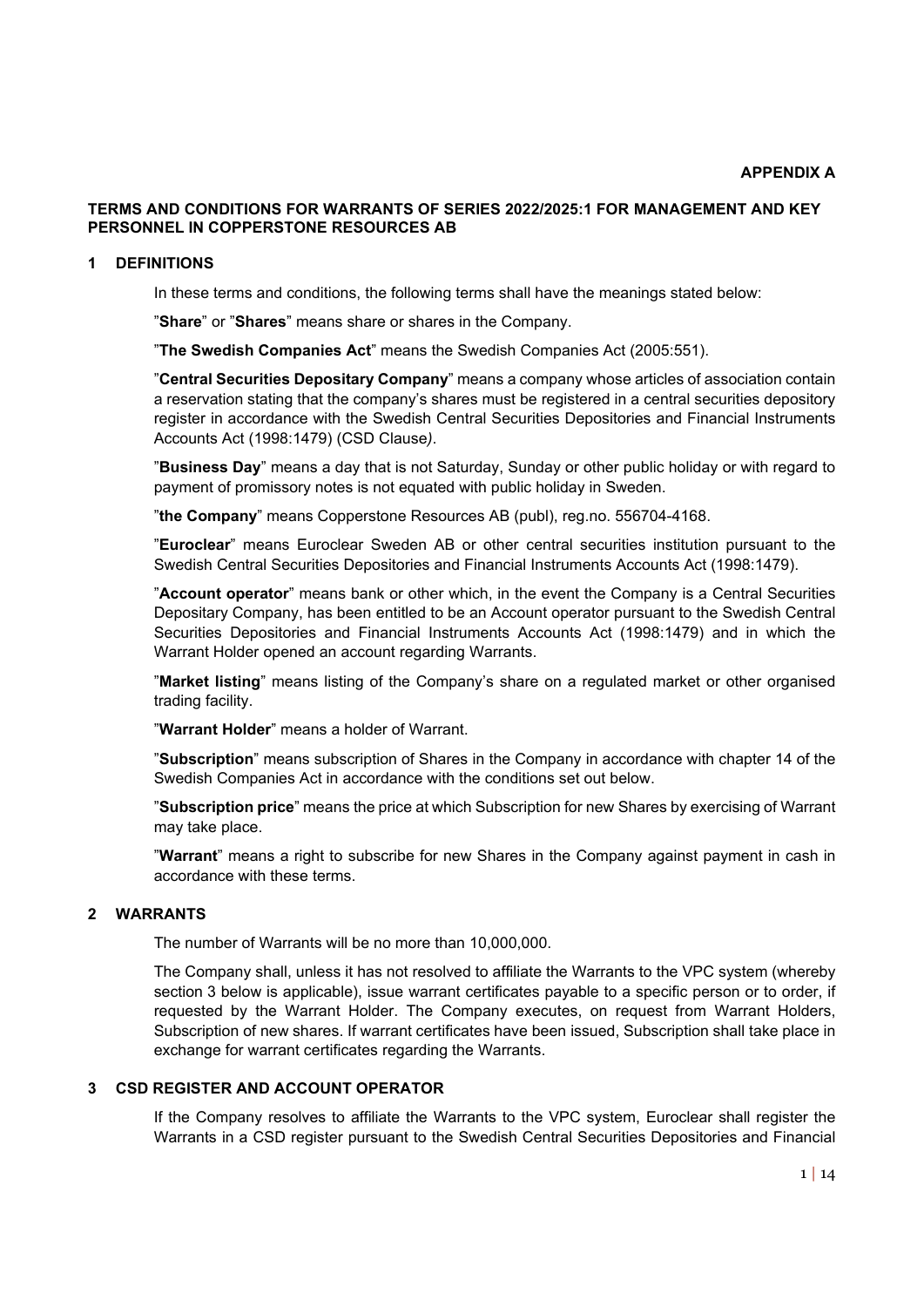**APPENDIX A**

## TERMS AND CONDITIONS FOR WARRANTS OF SERIES 2022/2025:1 FOR MANAGEMENT AND KEY PERSONNEL IN COPPERSTONE RESOURCES AB

### 1 DEFINITIONS

In these terms and conditions, the following terms shall have the meanings stated below:

"**Share**" or "**Shares**" means share or shares in the Company.

"**The Swedish Companies Act**" means the Swedish Companies Act (2005:551).

"**Central Securities Depositary Company**" means a company whose articles of association contain a reservation stating that the company's shares must be registered in a central securities depository register in accordance with the Swedish Central Securities Depositories and Financial Instruments Accounts Act (1998:1479) (CSD Clause*)*.

"**Business Day**" means a day that is not Saturday, Sunday or other public holiday or with regard to payment of promissory notes is not equated with public holiday in Sweden.

"**the Company**" means Copperstone Resources AB (publ), reg.no. 556704-4168.

"**Euroclear**" means Euroclear Sweden AB or other central securities institution pursuant to the Swedish Central Securities Depositories and Financial Instruments Accounts Act (1998:1479).

"**Account operator**" means bank or other which, in the event the Company is a Central Securities Depositary Company, has been entitled to be an Account operator pursuant to the Swedish Central Securities Depositories and Financial Instruments Accounts Act (1998:1479) and in which the Warrant Holder opened an account regarding Warrants.

"**Market listing**" means listing of the Company's share on a regulated market or other organised trading facility.

"**Warrant Holder**" means a holder of Warrant.

"**Subscription**" means subscription of Shares in the Company in accordance with chapter 14 of the Swedish Companies Act in accordance with the conditions set out below.

"**Subscription price**" means the price at which Subscription for new Shares by exercising of Warrant may take place.

"**Warrant**" means a right to subscribe for new Shares in the Company against payment in cash in accordance with these terms.

### 2 WARRANTS

The number of Warrants will be no more than 10,000,000.

The Company shall, unless it has not resolved to affiliate the Warrants to the VPC system (whereby section 3 below is applicable), issue warrant certificates payable to a specific person or to order, if requested by the Warrant Holder. The Company executes, on request from Warrant Holders, Subscription of new shares. If warrant certificates have been issued, Subscription shall take place in exchange for warrant certificates regarding the Warrants.

### 3 CSD REGISTER AND ACCOUNT OPERATOR

If the Company resolves to affiliate the Warrants to the VPC system, Euroclear shall register the Warrants in a CSD register pursuant to the Swedish Central Securities Depositories and Financial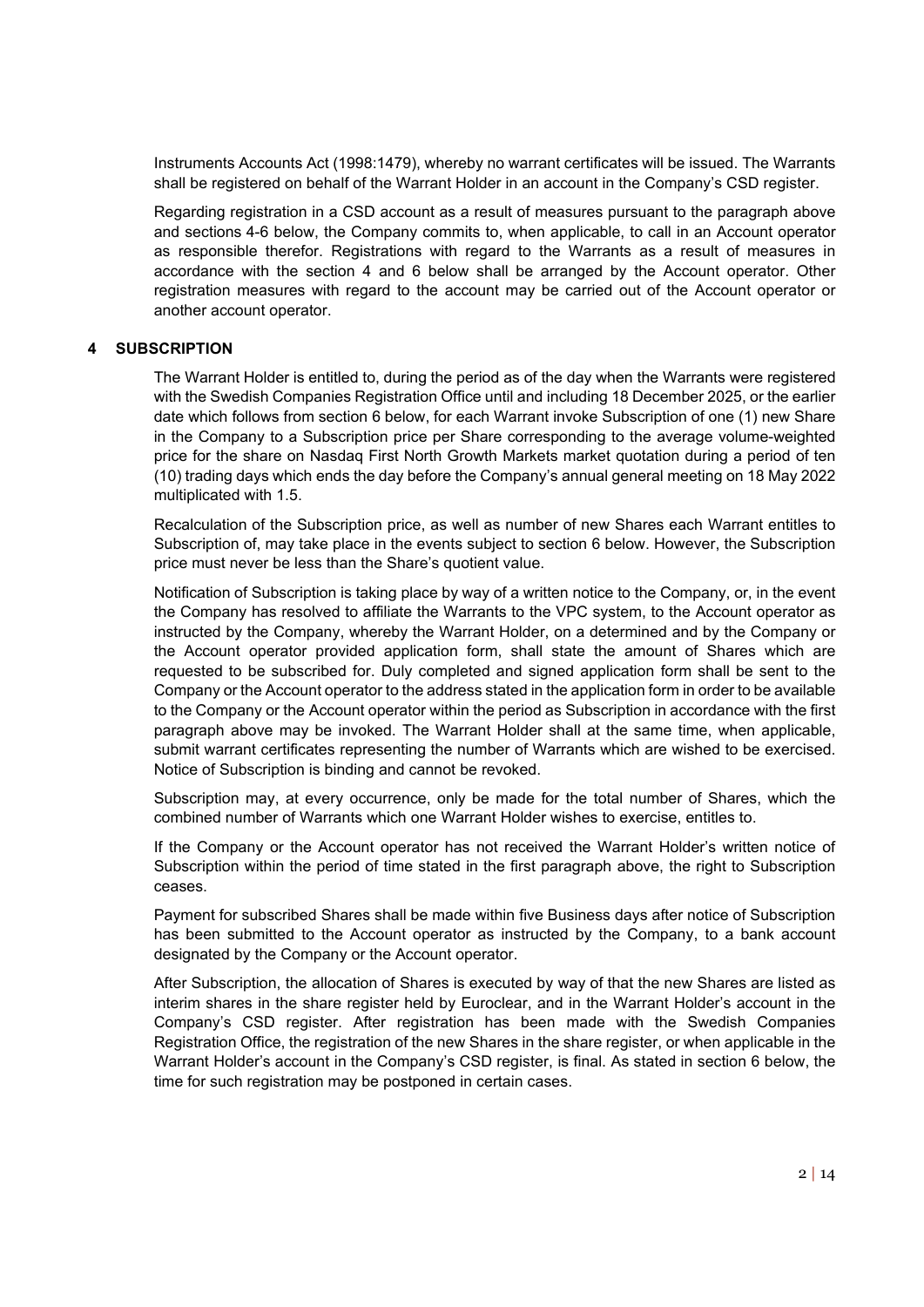Instruments Accounts Act (1998:1479), whereby no warrant certificates will be issued. The Warrants shall be registered on behalf of the Warrant Holder in an account in the Company's CSD register.

Regarding registration in a CSD account as a result of measures pursuant to the paragraph above and sections 4-6 below, the Company commits to, when applicable, to call in an Account operator as responsible therefor. Registrations with regard to the Warrants as a result of measures in accordance with the section 4 and 6 below shall be arranged by the Account operator. Other registration measures with regard to the account may be carried out of the Account operator or another account operator.

## 4 SUBSCRIPTION

The Warrant Holder is entitled to, during the period as of the day when the Warrants were registered with the Swedish Companies Registration Office until and including 18 December 2025, or the earlier date which follows from section 6 below, for each Warrant invoke Subscription of one (1) new Share in the Company to a Subscription price per Share corresponding to the average volume-weighted price for the share on Nasdaq First North Growth Markets market quotation during a period of ten (10) trading days which ends the day before the Company's annual general meeting on 18 May 2022 multiplicated with 1.5.

Recalculation of the Subscription price, as well as number of new Shares each Warrant entitles to Subscription of, may take place in the events subject to section 6 below. However, the Subscription price must never be less than the Share's quotient value.

Notification of Subscription is taking place by way of a written notice to the Company, or, in the event the Company has resolved to affiliate the Warrants to the VPC system, to the Account operator as instructed by the Company, whereby the Warrant Holder, on a determined and by the Company or the Account operator provided application form, shall state the amount of Shares which are requested to be subscribed for. Duly completed and signed application form shall be sent to the Company or the Account operator to the address stated in the application form in order to be available to the Company or the Account operator within the period as Subscription in accordance with the first paragraph above may be invoked. The Warrant Holder shall at the same time, when applicable, submit warrant certificates representing the number of Warrants which are wished to be exercised. Notice of Subscription is binding and cannot be revoked.

Subscription may, at every occurrence, only be made for the total number of Shares, which the combined number of Warrants which one Warrant Holder wishes to exercise, entitles to.

If the Company or the Account operator has not received the Warrant Holder's written notice of Subscription within the period of time stated in the first paragraph above, the right to Subscription ceases.

Payment for subscribed Shares shall be made within five Business days after notice of Subscription has been submitted to the Account operator as instructed by the Company, to a bank account designated by the Company or the Account operator.

After Subscription, the allocation of Shares is executed by way of that the new Shares are listed as interim shares in the share register held by Euroclear, and in the Warrant Holder's account in the Company's CSD register. After registration has been made with the Swedish Companies Registration Office, the registration of the new Shares in the share register, or when applicable in the Warrant Holder's account in the Company's CSD register, is final. As stated in section 6 below, the time for such registration may be postponed in certain cases.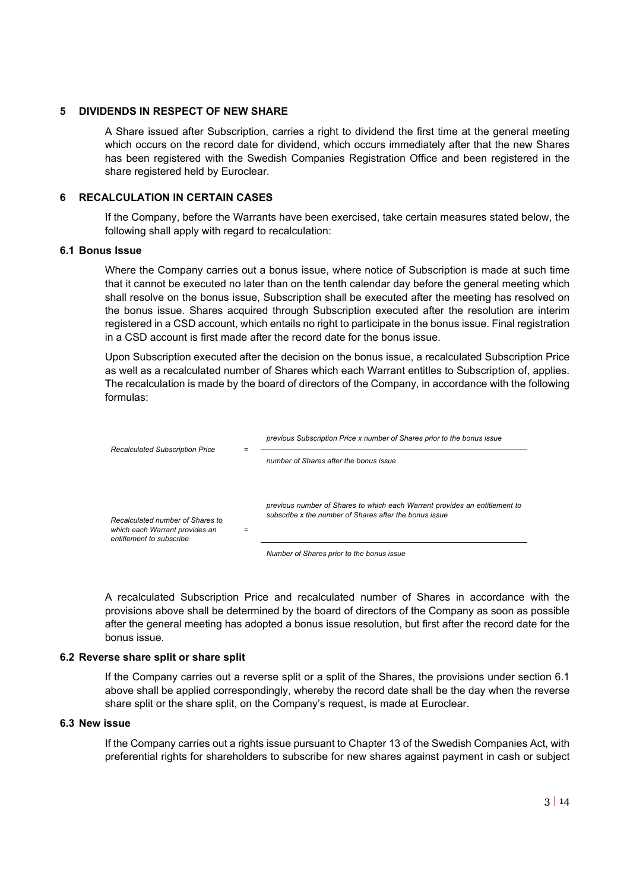## 5 DIVIDENDS IN RESPECT OF NEW SHARE

A Share issued after Subscription, carries a right to dividend the first time at the general meeting which occurs on the record date for dividend, which occurs immediately after that the new Shares has been registered with the Swedish Companies Registration Office and been registered in the share registered held by Euroclear.

## 6 RECALCULATION IN CERTAIN CASES

If the Company, before the Warrants have been exercised, take certain measures stated below, the following shall apply with regard to recalculation:

### 6.1 Bonus Issue

Where the Company carries out a bonus issue, where notice of Subscription is made at such time that it cannot be executed no later than on the tenth calendar day before the general meeting which shall resolve on the bonus issue, Subscription shall be executed after the meeting has resolved on the bonus issue. Shares acquired through Subscription executed after the resolution are interim registered in a CSD account, which entails no right to participate in the bonus issue. Final registration in a CSD account is first made after the record date for the bonus issue.

Upon Subscription executed after the decision on the bonus issue, a recalculated Subscription Price as well as a recalculated number of Shares which each Warrant entitles to Subscription of, applies. The recalculation is made by the board of directors of the Company, in accordance with the following formulas:

$$\textit{Recalculated Subscription Price} = \frac{\textit{previous Subscription Price x number of Shares prior to the bonus issue}}{\textit{number of Shares after the bonus issue}}$$

$$\textit{Recalculated number of Shares to which each Warrant provides an entitlement to subscribe} = \frac{\textit{previous number of Shares to which each Warrant provides an entitlement to subscribe x the number of Shares after the bonus issue}}{\textit{Number of Shares prior to the bonus issue}}$$

A recalculated Subscription Price and recalculated number of Shares in accordance with the provisions above shall be determined by the board of directors of the Company as soon as possible after the general meeting has adopted a bonus issue resolution, but first after the record date for the bonus issue.

### 6.2 Reverse share split or share split

If the Company carries out a reverse split or a split of the Shares, the provisions under section 6.1 above shall be applied correspondingly, whereby the record date shall be the day when the reverse share split or the share split, on the Company's request, is made at Euroclear.

### 6.3 New issue

If the Company carries out a rights issue pursuant to Chapter 13 of the Swedish Companies Act, with preferential rights for shareholders to subscribe for new shares against payment in cash or subject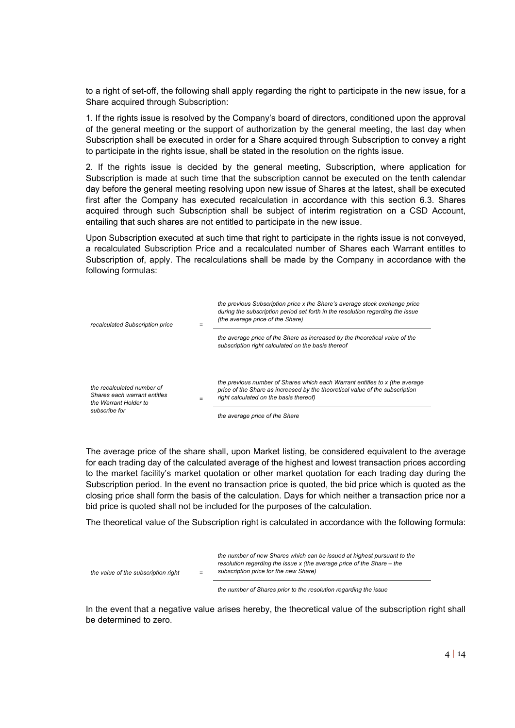to a right of set-off, the following shall apply regarding the right to participate in the new issue, for a Share acquired through Subscription:

1. If the rights issue is resolved by the Company's board of directors, conditioned upon the approval of the general meeting or the support of authorization by the general meeting, the last day when Subscription shall be executed in order for a Share acquired through Subscription to convey a right to participate in the rights issue, shall be stated in the resolution on the rights issue.

2. If the rights issue is decided by the general meeting, Subscription, where application for Subscription is made at such time that the subscription cannot be executed on the tenth calendar day before the general meeting resolving upon new issue of Shares at the latest, shall be executed first after the Company has executed recalculation in accordance with this section 6.3. Shares acquired through such Subscription shall be subject of interim registration on a CSD Account, entailing that such shares are not entitled to participate in the new issue.

Upon Subscription executed at such time that right to participate in the rights issue is not conveyed, a recalculated Subscription Price and a recalculated number of Shares each Warrant entitles to Subscription of, apply. The recalculations shall be made by the Company in accordance with the following formulas:

$$\textit{recalculated Subscription price} = \frac{\textit{the previous Subscription price x the Share's average stock exchange price during the subscription period set forth in the resolution regarding the issue (the average price of the Share)}}{\textit{the average price of the Share as increased by the theoretical value of the subscription right calculated on the basis thereof}}$$

$$\textit{the recalculated number of Shares each warrant entitles the Warrant Holder to subscribe for} = \frac{\textit{the previous number of Shares which each Warrant entitles to x (the average price of the Share as increased by the theoretical value of the subscription right calculated on the basis thereof)}}{\textit{the average price of the Share}}$$

The average price of the share shall, upon Market listing, be considered equivalent to the average for each trading day of the calculated average of the highest and lowest transaction prices according to the market facility's market quotation or other market quotation for each trading day during the Subscription period. In the event no transaction price is quoted, the bid price which is quoted as the closing price shall form the basis of the calculation. Days for which neither a transaction price nor a bid price is quoted shall not be included for the purposes of the calculation.

The theoretical value of the Subscription right is calculated in accordance with the following formula:

$$\textit{the value of the subscription right} = \frac{\textit{the number of new Shares which can be issued at highest pursuant to the resolution regarding the issue x (the average price of the Share – the subscription price for the new Share)}}{\textit{the number of Shares prior to the resolution regarding the issue}}$$

In the event that a negative value arises hereby, the theoretical value of the subscription right shall be determined to zero.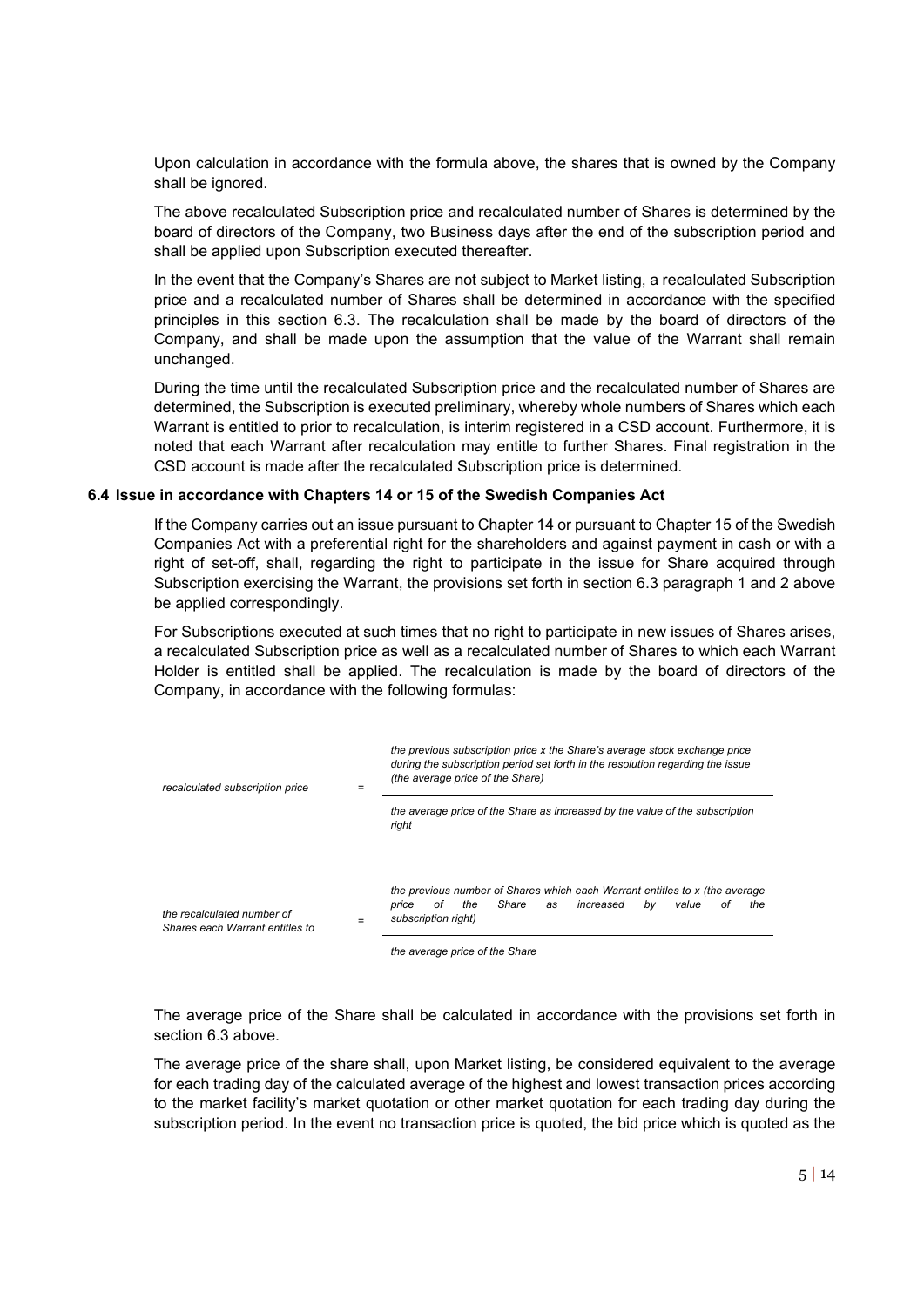Upon calculation in accordance with the formula above, the shares that is owned by the Company shall be ignored.

The above recalculated Subscription price and recalculated number of Shares is determined by the board of directors of the Company, two Business days after the end of the subscription period and shall be applied upon Subscription executed thereafter.

In the event that the Company's Shares are not subject to Market listing, a recalculated Subscription price and a recalculated number of Shares shall be determined in accordance with the specified principles in this section 6.3. The recalculation shall be made by the board of directors of the Company, and shall be made upon the assumption that the value of the Warrant shall remain unchanged.

During the time until the recalculated Subscription price and the recalculated number of Shares are determined, the Subscription is executed preliminary, whereby whole numbers of Shares which each Warrant is entitled to prior to recalculation, is interim registered in a CSD account. Furthermore, it is noted that each Warrant after recalculation may entitle to further Shares. Final registration in the CSD account is made after the recalculated Subscription price is determined.

### 6.4 Issue in accordance with Chapters 14 or 15 of the Swedish Companies Act

If the Company carries out an issue pursuant to Chapter 14 or pursuant to Chapter 15 of the Swedish Companies Act with a preferential right for the shareholders and against payment in cash or with a right of set-off, shall, regarding the right to participate in the issue for Share acquired through Subscription exercising the Warrant, the provisions set forth in section 6.3 paragraph 1 and 2 above be applied correspondingly.

For Subscriptions executed at such times that no right to participate in new issues of Shares arises, a recalculated Subscription price as well as a recalculated number of Shares to which each Warrant Holder is entitled shall be applied. The recalculation is made by the board of directors of the Company, in accordance with the following formulas:

$$\text{recalculated subscription price} = \frac{\text{the previous subscription price x the Share's average stock exchange price during the subscription period set forth in the resolution regarding the issue (the average price of the Share)}}{\text{the average price of the Share as increased by the value of the subscription right}}$$

$$\text{the recalculated number of Shares each Warrant entitles to} = \frac{\text{the previous number of Shares which each Warrant entitles to x (the average price of the Share as increased by value of the subscription right)}}{\text{the average price of the Share}}$$

The average price of the Share shall be calculated in accordance with the provisions set forth in section 6.3 above.

The average price of the share shall, upon Market listing, be considered equivalent to the average for each trading day of the calculated average of the highest and lowest transaction prices according to the market facility's market quotation or other market quotation for each trading day during the subscription period. In the event no transaction price is quoted, the bid price which is quoted as the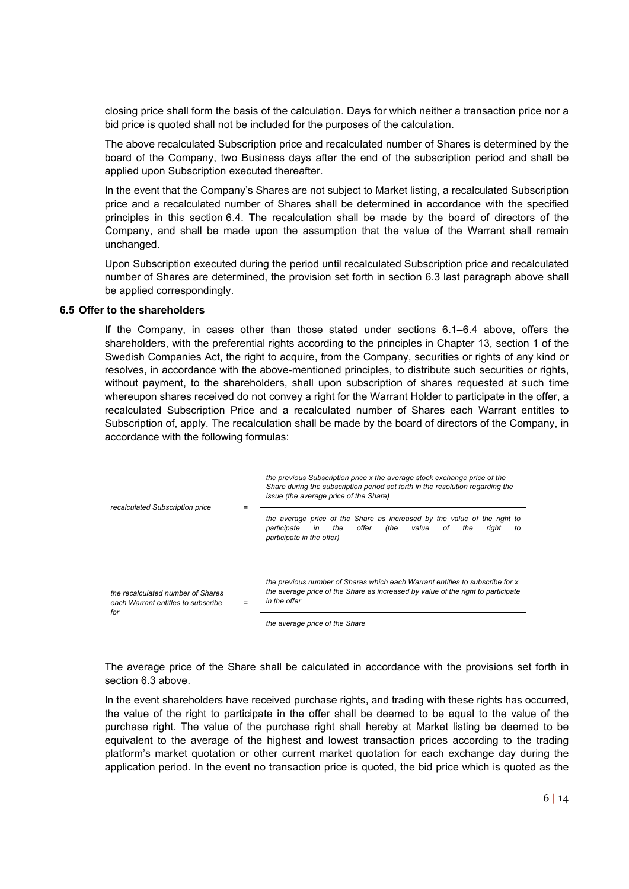closing price shall form the basis of the calculation. Days for which neither a transaction price nor a bid price is quoted shall not be included for the purposes of the calculation.

The above recalculated Subscription price and recalculated number of Shares is determined by the board of the Company, two Business days after the end of the subscription period and shall be applied upon Subscription executed thereafter.

In the event that the Company's Shares are not subject to Market listing, a recalculated Subscription price and a recalculated number of Shares shall be determined in accordance with the specified principles in this section 6.4. The recalculation shall be made by the board of directors of the Company, and shall be made upon the assumption that the value of the Warrant shall remain unchanged.

Upon Subscription executed during the period until recalculated Subscription price and recalculated number of Shares are determined, the provision set forth in section 6.3 last paragraph above shall be applied correspondingly.

### 6.5 Offer to the shareholders

If the Company, in cases other than those stated under sections 6.1–6.4 above, offers the shareholders, with the preferential rights according to the principles in Chapter 13, section 1 of the Swedish Companies Act, the right to acquire, from the Company, securities or rights of any kind or resolves, in accordance with the above-mentioned principles, to distribute such securities or rights, without payment, to the shareholders, shall upon subscription of shares requested at such time whereupon shares received do not convey a right for the Warrant Holder to participate in the offer, a recalculated Subscription Price and a recalculated number of Shares each Warrant entitles to Subscription of, apply. The recalculation shall be made by the board of directors of the Company, in accordance with the following formulas:

$$\text{recalculated Subscription price} = \frac{\text{the previous Subscription price x the average stock exchange price of the Share during the subscription period set forth in the resolution regarding the issue (the average price of the Share)}}{\text{the average price of the Share as increased by the value of the right to participate in the offer (the value of the right to participate in the offer)}}$$

$$\text{the recalculated number of Shares each Warrant entitles to subscribe for} = \frac{\text{the previous number of Shares which each Warrant entitles to subscribe for x the average price of the Share as increased by value of the right to participate in the offer}}{\text{the average price of the Share}}$$

The average price of the Share shall be calculated in accordance with the provisions set forth in section 6.3 above.

In the event shareholders have received purchase rights, and trading with these rights has occurred, the value of the right to participate in the offer shall be deemed to be equal to the value of the purchase right. The value of the purchase right shall hereby at Market listing be deemed to be equivalent to the average of the highest and lowest transaction prices according to the trading platform's market quotation or other current market quotation for each exchange day during the application period. In the event no transaction price is quoted, the bid price which is quoted as the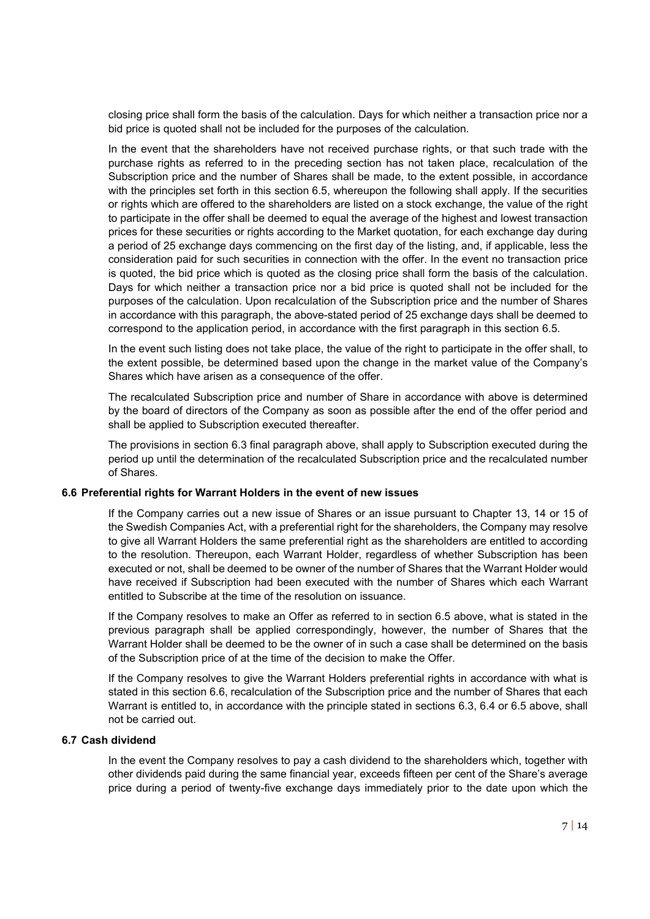closing price shall form the basis of the calculation. Days for which neither a transaction price nor a bid price is quoted shall not be included for the purposes of the calculation.

In the event that the shareholders have not received purchase rights, or that such trade with the purchase rights as referred to in the preceding section has not taken place, recalculation of the Subscription price and the number of Shares shall be made, to the extent possible, in accordance with the principles set forth in this section 6.5, whereupon the following shall apply. If the securities or rights which are offered to the shareholders are listed on a stock exchange, the value of the right to participate in the offer shall be deemed to equal the average of the highest and lowest transaction prices for these securities or rights according to the Market quotation, for each exchange day during a period of 25 exchange days commencing on the first day of the listing, and, if applicable, less the consideration paid for such securities in connection with the offer. In the event no transaction price is quoted, the bid price which is quoted as the closing price shall form the basis of the calculation. Days for which neither a transaction price nor a bid price is quoted shall not be included for the purposes of the calculation. Upon recalculation of the Subscription price and the number of Shares in accordance with this paragraph, the above-stated period of 25 exchange days shall be deemed to correspond to the application period, in accordance with the first paragraph in this section 6.5.

In the event such listing does not take place, the value of the right to participate in the offer shall, to the extent possible, be determined based upon the change in the market value of the Company's Shares which have arisen as a consequence of the offer.

The recalculated Subscription price and number of Share in accordance with above is determined by the board of directors of the Company as soon as possible after the end of the offer period and shall be applied to Subscription executed thereafter.

The provisions in section 6.3 final paragraph above, shall apply to Subscription executed during the period up until the determination of the recalculated Subscription price and the recalculated number of Shares.

### 6.6 Preferential rights for Warrant Holders in the event of new issues

If the Company carries out a new issue of Shares or an issue pursuant to Chapter 13, 14 or 15 of the Swedish Companies Act, with a preferential right for the shareholders, the Company may resolve to give all Warrant Holders the same preferential right as the shareholders are entitled to according to the resolution. Thereupon, each Warrant Holder, regardless of whether Subscription has been executed or not, shall be deemed to be owner of the number of Shares that the Warrant Holder would have received if Subscription had been executed with the number of Shares which each Warrant entitled to Subscribe at the time of the resolution on issuance.

If the Company resolves to make an Offer as referred to in section 6.5 above, what is stated in the previous paragraph shall be applied correspondingly, however, the number of Shares that the Warrant Holder shall be deemed to be the owner of in such a case shall be determined on the basis of the Subscription price of at the time of the decision to make the Offer.

If the Company resolves to give the Warrant Holders preferential rights in accordance with what is stated in this section 6.6, recalculation of the Subscription price and the number of Shares that each Warrant is entitled to, in accordance with the principle stated in sections 6.3, 6.4 or 6.5 above, shall not be carried out.

### 6.7 Cash dividend

In the event the Company resolves to pay a cash dividend to the shareholders which, together with other dividends paid during the same financial year, exceeds fifteen per cent of the Share's average price during a period of twenty-five exchange days immediately prior to the date upon which the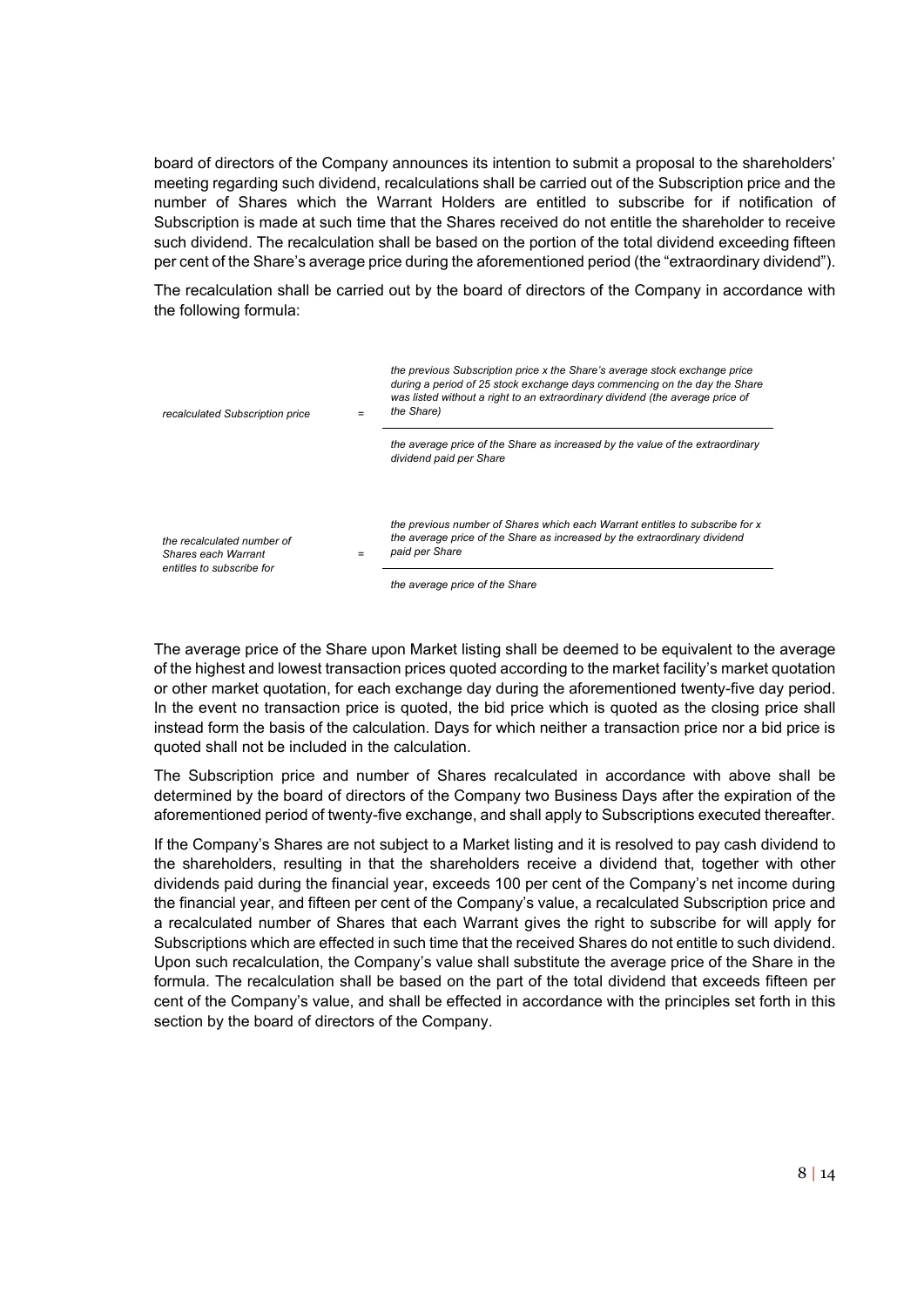board of directors of the Company announces its intention to submit a proposal to the shareholders' meeting regarding such dividend, recalculations shall be carried out of the Subscription price and the number of Shares which the Warrant Holders are entitled to subscribe for if notification of Subscription is made at such time that the Shares received do not entitle the shareholder to receive such dividend. The recalculation shall be based on the portion of the total dividend exceeding fifteen per cent of the Share's average price during the aforementioned period (the "extraordinary dividend").

The recalculation shall be carried out by the board of directors of the Company in accordance with the following formula:

$$\textit{recalculated Subscription price} = \frac{\textit{the previous Subscription price} \times \textit{the Share's average stock exchange price during a period of 25 stock exchange days commencing on the day the Share was listed without a right to an extraordinary dividend (the average price of the Share)}}{\textit{the average price of the Share as increased by the value of the extraordinary dividend paid per Share}}$$

$$\textit{the recalculated number of Shares each Warrant entitles to subscribe for} = \frac{\textit{the previous number of Shares which each Warrant entitles to subscribe for} \times \textit{the average price of the Share as increased by the extraordinary dividend paid per Share}}{\textit{the average price of the Share}}$$

The average price of the Share upon Market listing shall be deemed to be equivalent to the average of the highest and lowest transaction prices quoted according to the market facility's market quotation or other market quotation, for each exchange day during the aforementioned twenty-five day period. In the event no transaction price is quoted, the bid price which is quoted as the closing price shall instead form the basis of the calculation. Days for which neither a transaction price nor a bid price is quoted shall not be included in the calculation.

The Subscription price and number of Shares recalculated in accordance with above shall be determined by the board of directors of the Company two Business Days after the expiration of the aforementioned period of twenty-five exchange, and shall apply to Subscriptions executed thereafter.

If the Company's Shares are not subject to a Market listing and it is resolved to pay cash dividend to the shareholders, resulting in that the shareholders receive a dividend that, together with other dividends paid during the financial year, exceeds 100 per cent of the Company's net income during the financial year, and fifteen per cent of the Company's value, a recalculated Subscription price and a recalculated number of Shares that each Warrant gives the right to subscribe for will apply for Subscriptions which are effected in such time that the received Shares do not entitle to such dividend. Upon such recalculation, the Company's value shall substitute the average price of the Share in the formula. The recalculation shall be based on the part of the total dividend that exceeds fifteen per cent of the Company's value, and shall be effected in accordance with the principles set forth in this section by the board of directors of the Company.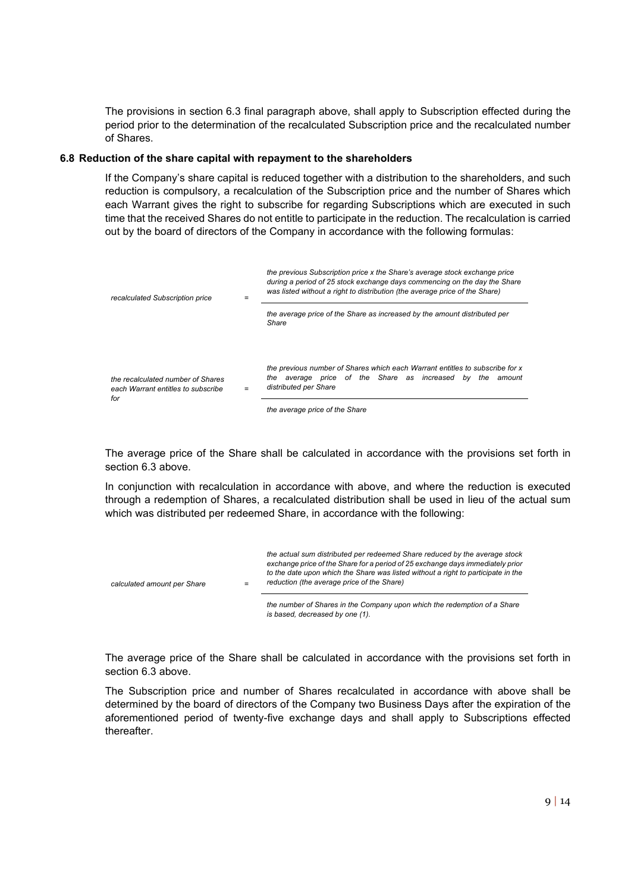The provisions in section 6.3 final paragraph above, shall apply to Subscription effected during the period prior to the determination of the recalculated Subscription price and the recalculated number of Shares.

### 6.8 Reduction of the share capital with repayment to the shareholders

If the Company's share capital is reduced together with a distribution to the shareholders, and such reduction is compulsory, a recalculation of the Subscription price and the number of Shares which each Warrant gives the right to subscribe for regarding Subscriptions which are executed in such time that the received Shares do not entitle to participate in the reduction. The recalculation is carried out by the board of directors of the Company in accordance with the following formulas:

$$\textit{recalculated Subscription price} = \frac{\textit{the previous Subscription price x the Share's average stock exchange price during a period of 25 stock exchange days commencing on the day the Share was listed without a right to distribution (the average price of the Share)}}{\textit{the average price of the Share as increased by the amount distributed per Share}}$$

$$\textit{the recalculated number of Shares each Warrant entitles to subscribe for} = \frac{\textit{the previous number of Shares which each Warrant entitles to subscribe for x the average price of the Share as increased by the amount distributed per Share}}{\textit{the average price of the Share}}$$

The average price of the Share shall be calculated in accordance with the provisions set forth in section 6.3 above.

In conjunction with recalculation in accordance with above, and where the reduction is executed through a redemption of Shares, a recalculated distribution shall be used in lieu of the actual sum which was distributed per redeemed Share, in accordance with the following:

$$\textit{calculated amount per Share} = \frac{\textit{the actual sum distributed per redeemed Share reduced by the average stock exchange price of the Share for a period of 25 exchange days immediately prior to the date upon which the Share was listed without a right to participate in the reduction (the average price of the Share)}}{\textit{the number of Shares in the Company upon which the redemption of a Share is based, decreased by one (1).}}$$

The average price of the Share shall be calculated in accordance with the provisions set forth in section 6.3 above.

The Subscription price and number of Shares recalculated in accordance with above shall be determined by the board of directors of the Company two Business Days after the expiration of the aforementioned period of twenty-five exchange days and shall apply to Subscriptions effected thereafter.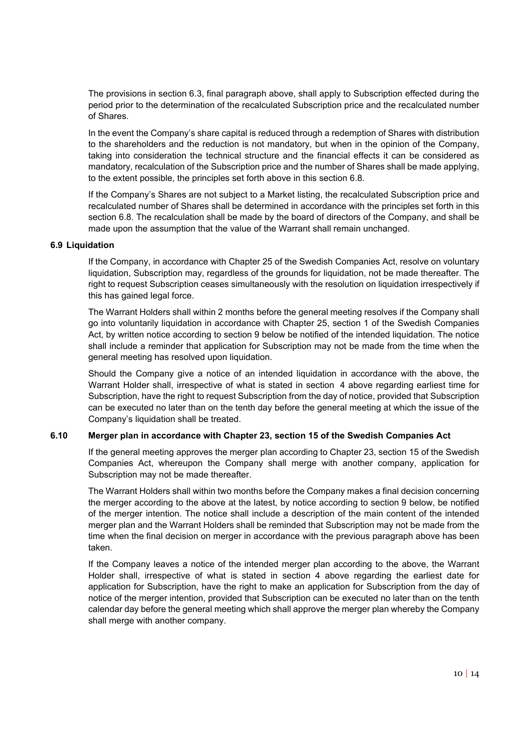The provisions in section 6.3, final paragraph above, shall apply to Subscription effected during the period prior to the determination of the recalculated Subscription price and the recalculated number of Shares.

In the event the Company's share capital is reduced through a redemption of Shares with distribution to the shareholders and the reduction is not mandatory, but when in the opinion of the Company, taking into consideration the technical structure and the financial effects it can be considered as mandatory, recalculation of the Subscription price and the number of Shares shall be made applying, to the extent possible, the principles set forth above in this section 6.8.

If the Company's Shares are not subject to a Market listing, the recalculated Subscription price and recalculated number of Shares shall be determined in accordance with the principles set forth in this section 6.8. The recalculation shall be made by the board of directors of the Company, and shall be made upon the assumption that the value of the Warrant shall remain unchanged.

### 6.9 Liquidation

If the Company, in accordance with Chapter 25 of the Swedish Companies Act, resolve on voluntary liquidation, Subscription may, regardless of the grounds for liquidation, not be made thereafter. The right to request Subscription ceases simultaneously with the resolution on liquidation irrespectively if this has gained legal force.

The Warrant Holders shall within 2 months before the general meeting resolves if the Company shall go into voluntarily liquidation in accordance with Chapter 25, section 1 of the Swedish Companies Act, by written notice according to section 9 below be notified of the intended liquidation. The notice shall include a reminder that application for Subscription may not be made from the time when the general meeting has resolved upon liquidation.

Should the Company give a notice of an intended liquidation in accordance with the above, the Warrant Holder shall, irrespective of what is stated in section 4 above regarding earliest time for Subscription, have the right to request Subscription from the day of notice, provided that Subscription can be executed no later than on the tenth day before the general meeting at which the issue of the Company's liquidation shall be treated.

### 6.10 Merger plan in accordance with Chapter 23, section 15 of the Swedish Companies Act

If the general meeting approves the merger plan according to Chapter 23, section 15 of the Swedish Companies Act, whereupon the Company shall merge with another company, application for Subscription may not be made thereafter.

The Warrant Holders shall within two months before the Company makes a final decision concerning the merger according to the above at the latest, by notice according to section 9 below, be notified of the merger intention. The notice shall include a description of the main content of the intended merger plan and the Warrant Holders shall be reminded that Subscription may not be made from the time when the final decision on merger in accordance with the previous paragraph above has been taken.

If the Company leaves a notice of the intended merger plan according to the above, the Warrant Holder shall, irrespective of what is stated in section 4 above regarding the earliest date for application for Subscription, have the right to make an application for Subscription from the day of notice of the merger intention, provided that Subscription can be executed no later than on the tenth calendar day before the general meeting which shall approve the merger plan whereby the Company shall merge with another company.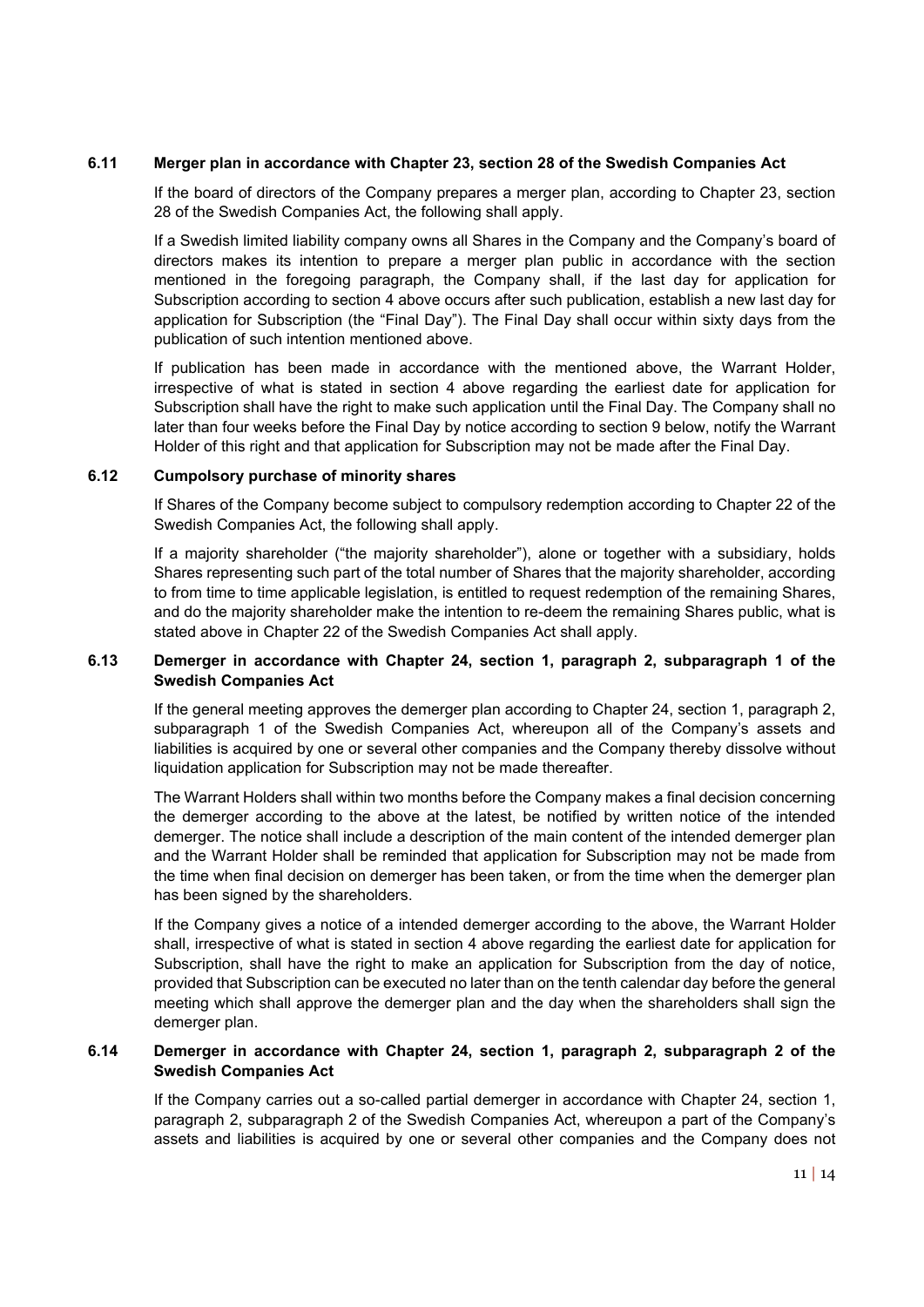### 6.11 Merger plan in accordance with Chapter 23, section 28 of the Swedish Companies Act

If the board of directors of the Company prepares a merger plan, according to Chapter 23, section 28 of the Swedish Companies Act, the following shall apply.

If a Swedish limited liability company owns all Shares in the Company and the Company's board of directors makes its intention to prepare a merger plan public in accordance with the section mentioned in the foregoing paragraph, the Company shall, if the last day for application for Subscription according to section 4 above occurs after such publication, establish a new last day for application for Subscription (the "Final Day"). The Final Day shall occur within sixty days from the publication of such intention mentioned above.

If publication has been made in accordance with the mentioned above, the Warrant Holder, irrespective of what is stated in section 4 above regarding the earliest date for application for Subscription shall have the right to make such application until the Final Day. The Company shall no later than four weeks before the Final Day by notice according to section 9 below, notify the Warrant Holder of this right and that application for Subscription may not be made after the Final Day.

### 6.12 Cumpolsory purchase of minority shares

If Shares of the Company become subject to compulsory redemption according to Chapter 22 of the Swedish Companies Act, the following shall apply.

If a majority shareholder ("the majority shareholder"), alone or together with a subsidiary, holds Shares representing such part of the total number of Shares that the majority shareholder, according to from time to time applicable legislation, is entitled to request redemption of the remaining Shares, and do the majority shareholder make the intention to re-deem the remaining Shares public, what is stated above in Chapter 22 of the Swedish Companies Act shall apply.

### 6.13 Demerger in accordance with Chapter 24, section 1, paragraph 2, subparagraph 1 of the Swedish Companies Act

If the general meeting approves the demerger plan according to Chapter 24, section 1, paragraph 2, subparagraph 1 of the Swedish Companies Act, whereupon all of the Company's assets and liabilities is acquired by one or several other companies and the Company thereby dissolve without liquidation application for Subscription may not be made thereafter.

The Warrant Holders shall within two months before the Company makes a final decision concerning the demerger according to the above at the latest, be notified by written notice of the intended demerger. The notice shall include a description of the main content of the intended demerger plan and the Warrant Holder shall be reminded that application for Subscription may not be made from the time when final decision on demerger has been taken, or from the time when the demerger plan has been signed by the shareholders.

If the Company gives a notice of a intended demerger according to the above, the Warrant Holder shall, irrespective of what is stated in section 4 above regarding the earliest date for application for Subscription, shall have the right to make an application for Subscription from the day of notice, provided that Subscription can be executed no later than on the tenth calendar day before the general meeting which shall approve the demerger plan and the day when the shareholders shall sign the demerger plan.

### 6.14 Demerger in accordance with Chapter 24, section 1, paragraph 2, subparagraph 2 of the Swedish Companies Act

If the Company carries out a so-called partial demerger in accordance with Chapter 24, section 1, paragraph 2, subparagraph 2 of the Swedish Companies Act, whereupon a part of the Company's assets and liabilities is acquired by one or several other companies and the Company does not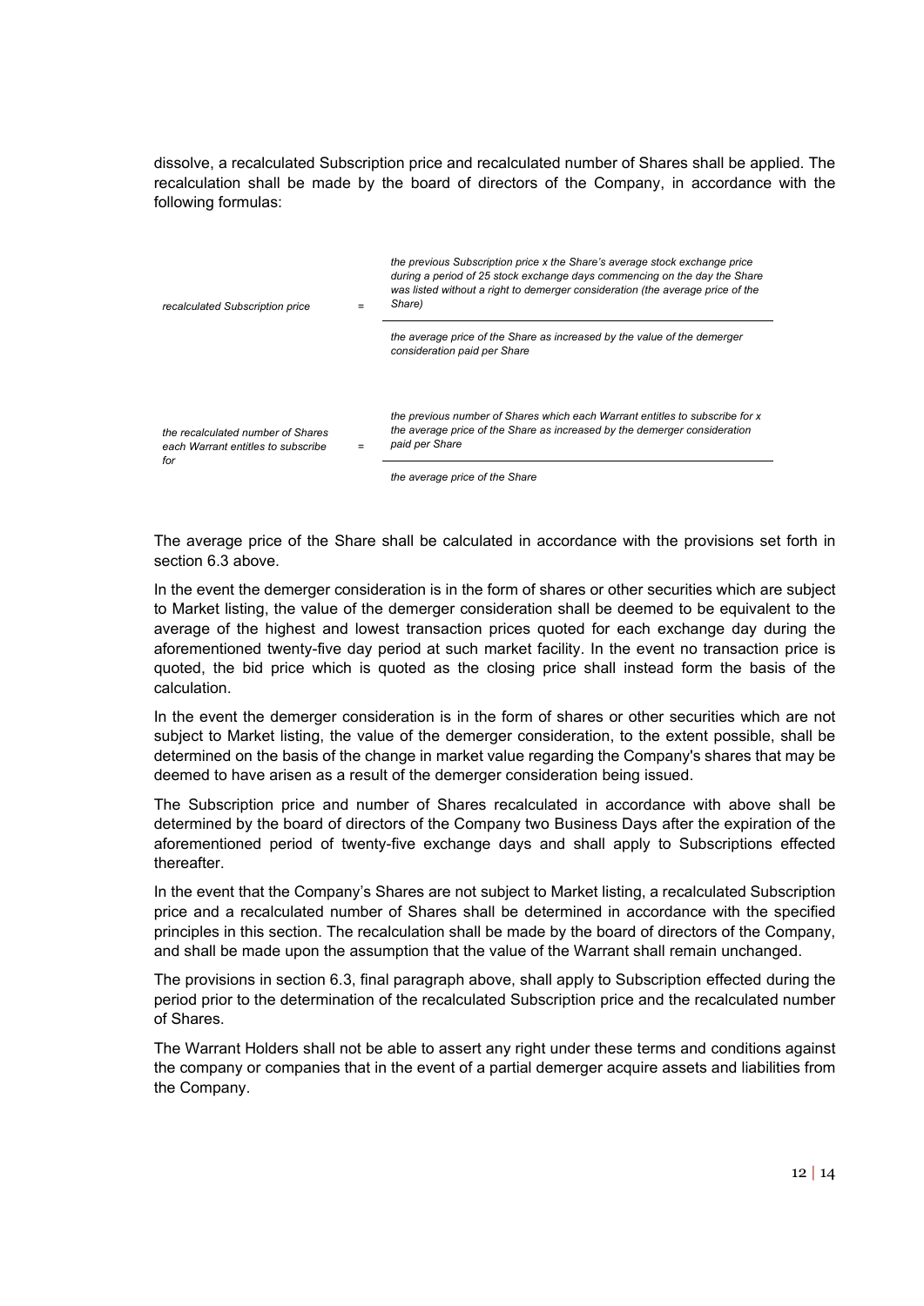dissolve, a recalculated Subscription price and recalculated number of Shares shall be applied. The recalculation shall be made by the board of directors of the Company, in accordance with the following formulas:

$$\textit{recalculated Subscription price} = \frac{\textit{the previous Subscription price x the Share's average stock exchange price during a period of 25 stock exchange days commencing on the day the Share was listed without a right to demerger consideration (the average price of the Share)}}{\textit{the average price of the Share as increased by the value of the demerger consideration paid per Share}}$$

$$\textit{the recalculated number of Shares each Warrant entitles to subscribe for} = \frac{\textit{the previous number of Shares which each Warrant entitles to subscribe for x the average price of the Share as increased by the demerger consideration paid per Share}}{\textit{the average price of the Share}}$$

The average price of the Share shall be calculated in accordance with the provisions set forth in section 6.3 above.

In the event the demerger consideration is in the form of shares or other securities which are subject to Market listing, the value of the demerger consideration shall be deemed to be equivalent to the average of the highest and lowest transaction prices quoted for each exchange day during the aforementioned twenty-five day period at such market facility. In the event no transaction price is quoted, the bid price which is quoted as the closing price shall instead form the basis of the calculation.

In the event the demerger consideration is in the form of shares or other securities which are not subject to Market listing, the value of the demerger consideration, to the extent possible, shall be determined on the basis of the change in market value regarding the Company's shares that may be deemed to have arisen as a result of the demerger consideration being issued.

The Subscription price and number of Shares recalculated in accordance with above shall be determined by the board of directors of the Company two Business Days after the expiration of the aforementioned period of twenty-five exchange days and shall apply to Subscriptions effected thereafter.

In the event that the Company's Shares are not subject to Market listing, a recalculated Subscription price and a recalculated number of Shares shall be determined in accordance with the specified principles in this section. The recalculation shall be made by the board of directors of the Company, and shall be made upon the assumption that the value of the Warrant shall remain unchanged.

The provisions in section 6.3, final paragraph above, shall apply to Subscription effected during the period prior to the determination of the recalculated Subscription price and the recalculated number of Shares.

The Warrant Holders shall not be able to assert any right under these terms and conditions against the company or companies that in the event of a partial demerger acquire assets and liabilities from the Company.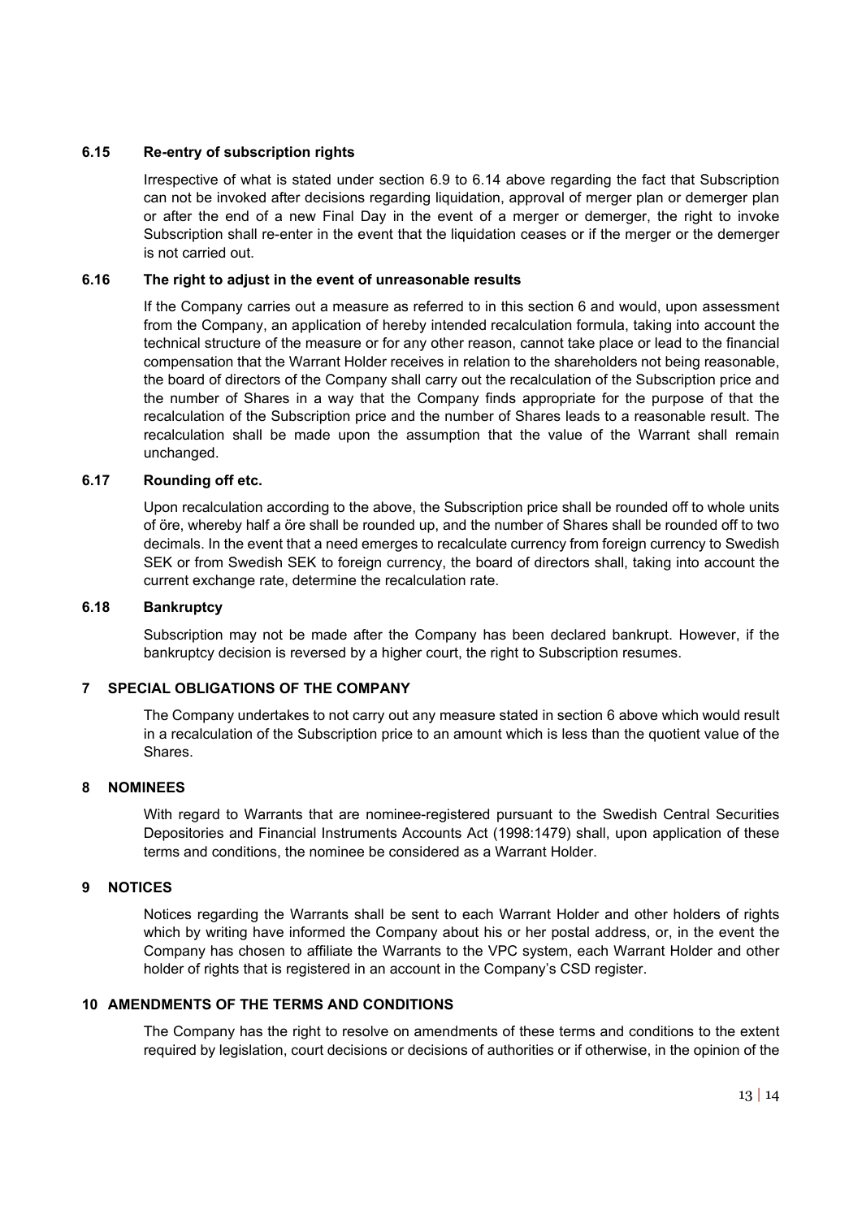### 6.15 Re-entry of subscription rights

Irrespective of what is stated under section 6.9 to 6.14 above regarding the fact that Subscription can not be invoked after decisions regarding liquidation, approval of merger plan or demerger plan or after the end of a new Final Day in the event of a merger or demerger, the right to invoke Subscription shall re-enter in the event that the liquidation ceases or if the merger or the demerger is not carried out.

### 6.16 The right to adjust in the event of unreasonable results

If the Company carries out a measure as referred to in this section 6 and would, upon assessment from the Company, an application of hereby intended recalculation formula, taking into account the technical structure of the measure or for any other reason, cannot take place or lead to the financial compensation that the Warrant Holder receives in relation to the shareholders not being reasonable, the board of directors of the Company shall carry out the recalculation of the Subscription price and the number of Shares in a way that the Company finds appropriate for the purpose of that the recalculation of the Subscription price and the number of Shares leads to a reasonable result. The recalculation shall be made upon the assumption that the value of the Warrant shall remain unchanged.

### 6.17 Rounding off etc.

Upon recalculation according to the above, the Subscription price shall be rounded off to whole units of öre, whereby half a öre shall be rounded up, and the number of Shares shall be rounded off to two decimals. In the event that a need emerges to recalculate currency from foreign currency to Swedish SEK or from Swedish SEK to foreign currency, the board of directors shall, taking into account the current exchange rate, determine the recalculation rate.

### 6.18 Bankruptcy

Subscription may not be made after the Company has been declared bankrupt. However, if the bankruptcy decision is reversed by a higher court, the right to Subscription resumes.

## 7 SPECIAL OBLIGATIONS OF THE COMPANY

The Company undertakes to not carry out any measure stated in section 6 above which would result in a recalculation of the Subscription price to an amount which is less than the quotient value of the Shares.

## 8 NOMINEES

With regard to Warrants that are nominee-registered pursuant to the Swedish Central Securities Depositories and Financial Instruments Accounts Act (1998:1479) shall, upon application of these terms and conditions, the nominee be considered as a Warrant Holder.

## 9 NOTICES

Notices regarding the Warrants shall be sent to each Warrant Holder and other holders of rights which by writing have informed the Company about his or her postal address, or, in the event the Company has chosen to affiliate the Warrants to the VPC system, each Warrant Holder and other holder of rights that is registered in an account in the Company's CSD register.

## 10 AMENDMENTS OF THE TERMS AND CONDITIONS

The Company has the right to resolve on amendments of these terms and conditions to the extent required by legislation, court decisions or decisions of authorities or if otherwise, in the opinion of the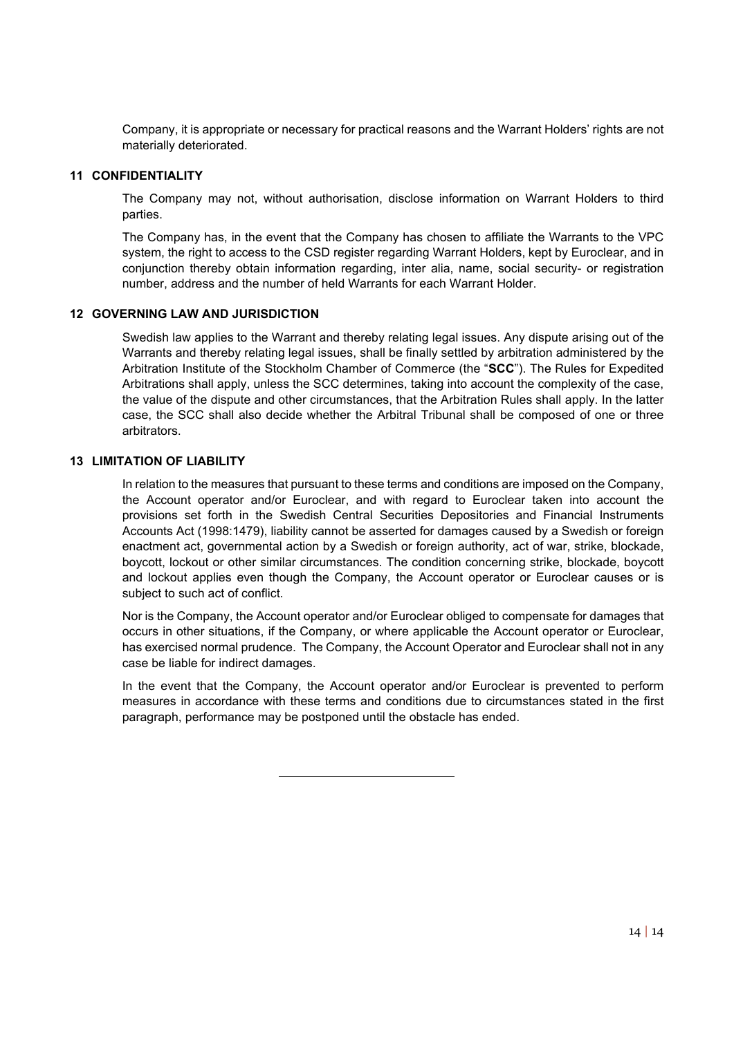Company, it is appropriate or necessary for practical reasons and the Warrant Holders' rights are not materially deteriorated.

## 11 CONFIDENTIALITY

The Company may not, without authorisation, disclose information on Warrant Holders to third parties.

The Company has, in the event that the Company has chosen to affiliate the Warrants to the VPC system, the right to access to the CSD register regarding Warrant Holders, kept by Euroclear, and in conjunction thereby obtain information regarding, inter alia, name, social security- or registration number, address and the number of held Warrants for each Warrant Holder.

## 12 GOVERNING LAW AND JURISDICTION

Swedish law applies to the Warrant and thereby relating legal issues. Any dispute arising out of the Warrants and thereby relating legal issues, shall be finally settled by arbitration administered by the Arbitration Institute of the Stockholm Chamber of Commerce (the "**SCC**"). The Rules for Expedited Arbitrations shall apply, unless the SCC determines, taking into account the complexity of the case, the value of the dispute and other circumstances, that the Arbitration Rules shall apply. In the latter case, the SCC shall also decide whether the Arbitral Tribunal shall be composed of one or three arbitrators.

## 13 LIMITATION OF LIABILITY

In relation to the measures that pursuant to these terms and conditions are imposed on the Company, the Account operator and/or Euroclear, and with regard to Euroclear taken into account the provisions set forth in the Swedish Central Securities Depositories and Financial Instruments Accounts Act (1998:1479), liability cannot be asserted for damages caused by a Swedish or foreign enactment act, governmental action by a Swedish or foreign authority, act of war, strike, blockade, boycott, lockout or other similar circumstances. The condition concerning strike, blockade, boycott and lockout applies even though the Company, the Account operator or Euroclear causes or is subject to such act of conflict.

Nor is the Company, the Account operator and/or Euroclear obliged to compensate for damages that occurs in other situations, if the Company, or where applicable the Account operator or Euroclear, has exercised normal prudence. The Company, the Account Operator and Euroclear shall not in any case be liable for indirect damages.

In the event that the Company, the Account operator and/or Euroclear is prevented to perform measures in accordance with these terms and conditions due to circumstances stated in the first paragraph, performance may be postponed until the obstacle has ended.

---